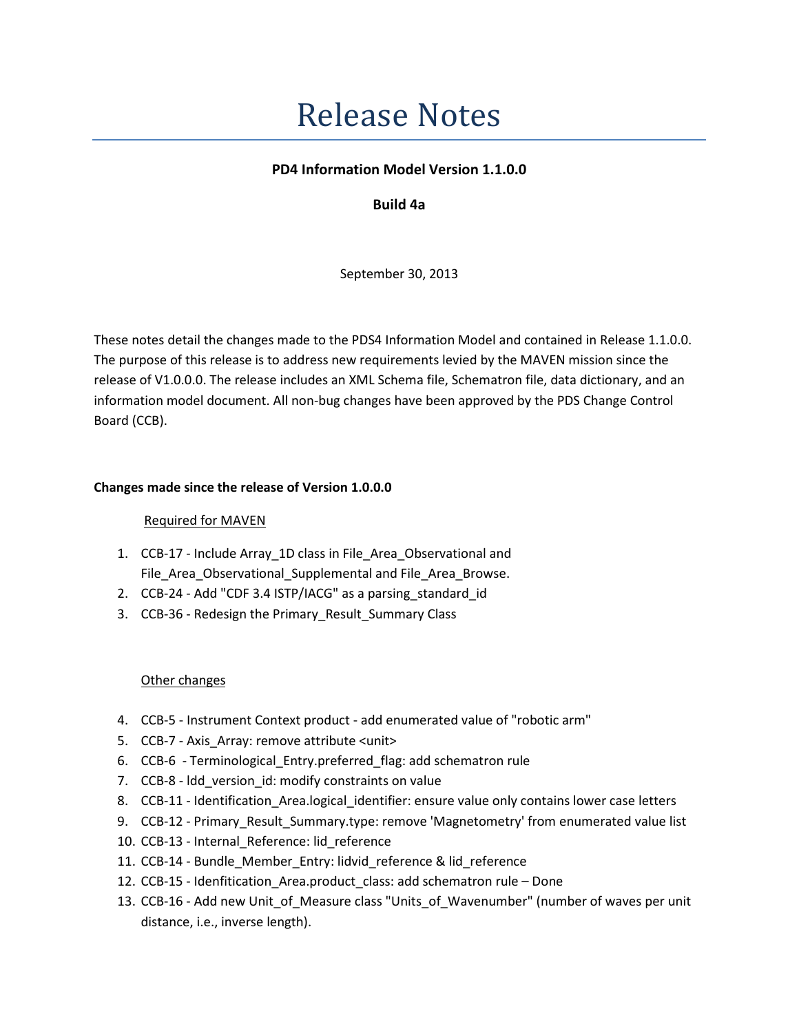# Release Notes

**PD4 Information Model Version 1.1.0.0**

**Build 4a**

September 30, 2013

These notes detail the changes made to the PDS4 Information Model and contained in Release 1.1.0.0. The purpose of this release is to address new requirements levied by the MAVEN mission since the release of V1.0.0.0. The release includes an XML Schema file, Schematron file, data dictionary, and an information model document. All non-bug changes have been approved by the PDS Change Control Board (CCB).

**Changes made since the release of Version 1.0.0.0**

<u>Required for MAVEN</u>

1. CCB-17 - Include Array_1D class in File_Area_Observational and File_Area_Observational_Supplemental and File_Area_Browse.
2. CCB-24 - Add "CDF 3.4 ISTP/IACG" as a parsing_standard_id
3. CCB-36 - Redesign the Primary_Result_Summary Class

<u>Other changes</u>

4. CCB-5 - Instrument Context product - add enumerated value of "robotic arm"
5. CCB-7 - Axis_Array: remove attribute <unit>
6. CCB-6 - Terminological_Entry.preferred_flag: add schematron rule
7. CCB-8 - ldd_version_id: modify constraints on value
8. CCB-11 - Identification_Area.logical_identifier: ensure value only contains lower case letters
9. CCB-12 - Primary_Result_Summary.type: remove 'Magnetometry' from enumerated value list
10. CCB-13 - Internal_Reference: lid_reference
11. CCB-14 - Bundle_Member_Entry: lidvid_reference & lid_reference
12. CCB-15 - Idenfitication_Area.product_class: add schematron rule – Done
13. CCB-16 - Add new Unit_of_Measure class "Units_of_Wavenumber" (number of waves per unit distance, i.e., inverse length).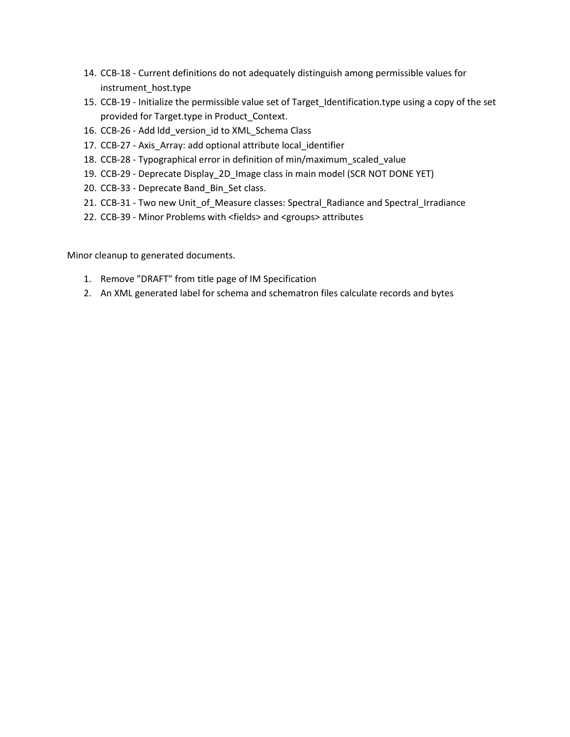14. CCB-18 - Current definitions do not adequately distinguish among permissible values for instrument_host.type
15. CCB-19 - Initialize the permissible value set of Target_Identification.type using a copy of the set provided for Target.type in Product_Context.
16. CCB-26 - Add ldd_version_id to XML_Schema Class
17. CCB-27 - Axis_Array: add optional attribute local_identifier
18. CCB-28 - Typographical error in definition of min/maximum_scaled_value
19. CCB-29 - Deprecate Display_2D_Image class in main model (SCR NOT DONE YET)
20. CCB-33 - Deprecate Band_Bin_Set class.
21. CCB-31 - Two new Unit_of_Measure classes: Spectral_Radiance and Spectral_Irradiance
22. CCB-39 - Minor Problems with <fields> and <groups> attributes

Minor cleanup to generated documents.

1. Remove "DRAFT" from title page of IM Specification
2. An XML generated label for schema and schematron files calculate records and bytes